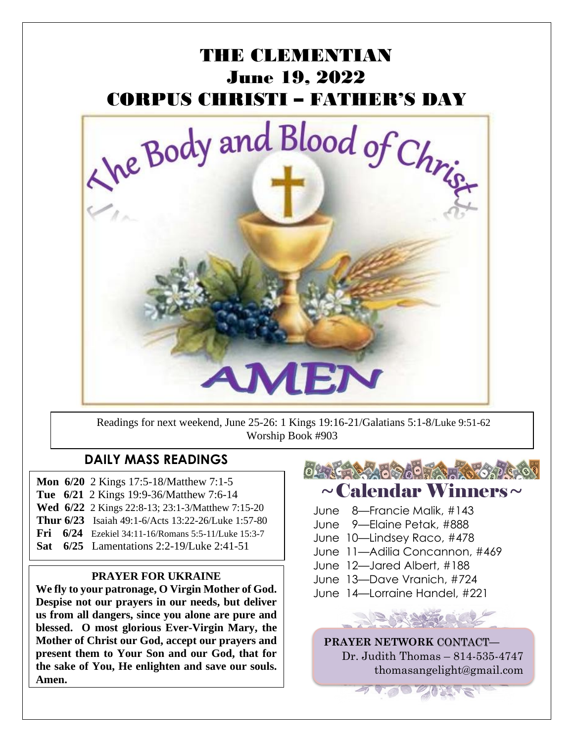# THE CLEMENTIAN

## June 19, 2022

## CORPUS CHRISTI – FATHER'S DAY

Readings for next weekend, June 25-26: 1 Kings 19:16-21/Galatians 5:1-8/Luke 9:51-62
Worship Book #903

## DAILY MASS READINGS

**Mon 6/20** 2 Kings 17:5-18/Matthew 7:1-5
**Tue 6/21** 2 Kings 19:9-36/Matthew 7:6-14
**Wed 6/22** 2 Kings 22:8-13; 23:1-3/Matthew 7:15-20
**Thur 6/23** Isaiah 49:1-6/Acts 13:22-26/Luke 1:57-80
**Fri 6/24** Ezekiel 34:11-16/Romans 5:5-11/Luke 15:3-7
**Sat 6/25** Lamentations 2:2-19/Luke 2:41-51

### PRAYER FOR UKRAINE

**We fly to your patronage, O Virgin Mother of God. Despise not our prayers in our needs, but deliver us from all dangers, since you alone are pure and blessed. O most glorious Ever-Virgin Mary, the Mother of Christ our God, accept our prayers and present them to Your Son and our God, that for the sake of You, He enlighten and save our souls. Amen.**

## ~Calendar Winners~

June 8—Francie Malik, #143
June 9—Elaine Petak, #888
June 10—Lindsey Raco, #478
June 11—Adilia Concannon, #469
June 12—Jared Albert, #188
June 13—Dave Vranich, #724
June 14—Lorraine Handel, #221

**PRAYER NETWORK CONTACT**—
Dr. Judith Thomas – 814-535-4747
thomasangelight@gmail.com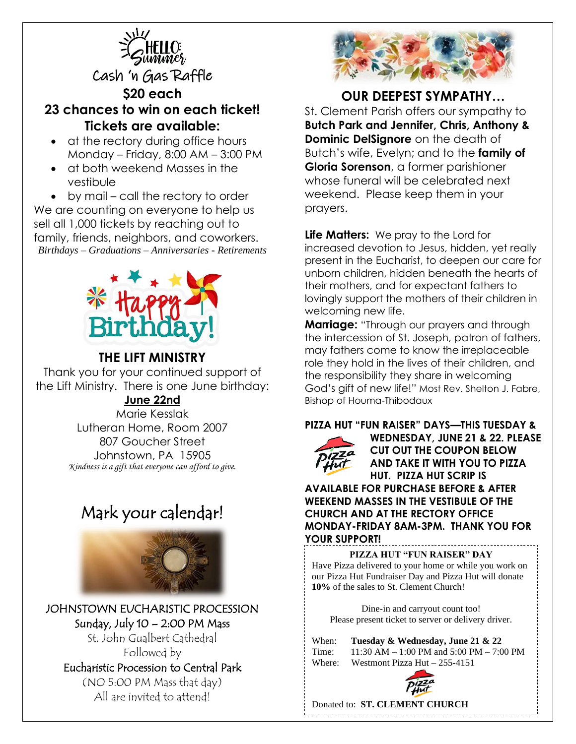HELLO Summer

## Cash 'n Gas Raffle

**$20 each**

**23 chances to win on each ticket!**

**Tickets are available:**

- at the rectory during office hours Monday – Friday, 8:00 AM – 3:00 PM
- at both weekend Masses in the vestibule
- by mail – call the rectory to order

We are counting on everyone to help us sell all 1,000 tickets by reaching out to family, friends, neighbors, and coworkers.

*Birthdays – Graduations – Anniversaries - Retirements*

Happy Birthday!

## THE LIFT MINISTRY

Thank you for your continued support of the Lift Ministry. There is one June birthday:

**June 22nd**

Marie Kesslak
Lutheran Home, Room 2007
807 Goucher Street
Johnstown, PA 15905

*Kindness is a gift that everyone can afford to give.*

## Mark your calendar!

JOHNSTOWN EUCHARISTIC PROCESSION
Sunday, July 10 – 2:00 PM Mass
St. John Gualbert Cathedral
Followed by
Eucharistic Procession to Central Park
(NO 5:00 PM Mass that day)
All are invited to attend!

## OUR DEEPEST SYMPATHY…

St. Clement Parish offers our sympathy to **Butch Park and Jennifer, Chris, Anthony & Dominic DelSignore** on the death of Butch's wife, Evelyn; and to the **family of Gloria Sorenson**, a former parishioner whose funeral will be celebrated next weekend. Please keep them in your prayers.

**Life Matters:** We pray to the Lord for increased devotion to Jesus, hidden, yet really present in the Eucharist, to deepen our care for unborn children, hidden beneath the hearts of their mothers, and for expectant fathers to lovingly support the mothers of their children in welcoming new life.

**Marriage:** "Through our prayers and through the intercession of St. Joseph, patron of fathers, may fathers come to know the irreplaceable role they hold in the lives of their children, and the responsibility they share in welcoming God's gift of new life!" Most Rev. Shelton J. Fabre, Bishop of Houma-Thibodaux

**PIZZA HUT "FUN RAISER" DAYS—THIS TUESDAY & WEDNESDAY, JUNE 21 & 22. PLEASE CUT OUT THE COUPON BELOW AND TAKE IT WITH YOU TO PIZZA HUT. PIZZA HUT SCRIP IS AVAILABLE FOR PURCHASE BEFORE & AFTER WEEKEND MASSES IN THE VESTIBULE OF THE CHURCH AND AT THE RECTORY OFFICE MONDAY-FRIDAY 8AM-3PM. THANK YOU FOR YOUR SUPPORT!**

**PIZZA HUT "FUN RAISER" DAY**

Have Pizza delivered to your home or while you work on our Pizza Hut Fundraiser Day and Pizza Hut will donate **10%** of the sales to St. Clement Church!

Dine-in and carryout count too!
Please present ticket to server or delivery driver.

When: **Tuesday & Wednesday, June 21 & 22**
Time: 11:30 AM – 1:00 PM and 5:00 PM – 7:00 PM
Where: Westmont Pizza Hut – 255-4151

Donated to: **ST. CLEMENT CHURCH**